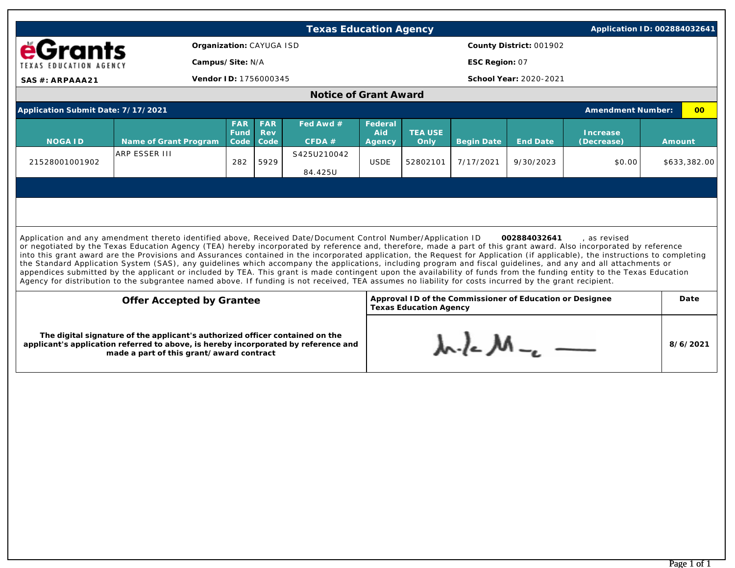# Texas Education Agency

**Application ID: 002884032641**

eGrants — TEXAS EDUCATION AGENCY

**SAS #: ARPAAA21**

**Organization:** CAYUGA ISD

**Campus/Site:** N/A

**Vendor ID:** 1756000345

**County District:** 001902

**ESC Region:** 07

**School Year:** 2020-2021

## Notice of Grant Award

**Application Submit Date: 7/17/2021**

**Amendment Number:** 00

| NOGA ID | Name of Grant Program | FAR Fund Code | FAR Rev Code | Fed Awd # / CFDA # | Federal Aid Agency | TEA USE Only | Begin Date | End Date | Increase (Decrease) | Amount |
|---|---|---|---|---|---|---|---|---|---|---|
| 21528001001902 | ARP ESSER III | 282 | 5929 | S425U210042 84.425U | USDE | 52802101 | 7/17/2021 | 9/30/2023 | $0.00 | $633,382.00 |

Application and any amendment thereto identified above, Received Date/Document Control Number/Application ID **002884032641**, as revised or negotiated by the Texas Education Agency (TEA) hereby incorporated by reference and, therefore, made a part of this grant award. Also incorporated by reference into this grant award are the Provisions and Assurances contained in the incorporated application, the Request for Application (if applicable), the instructions to completing the Standard Application System (SAS), any guidelines which accompany the applications, including program and fiscal guidelines, and any and all attachments or appendices submitted by the applicant or included by TEA. This grant is made contingent upon the availability of funds from the funding entity to the Texas Education Agency for distribution to the subgrantee named above. If funding is not received, TEA assumes no liability for costs incurred by the grant recipient.

| Offer Accepted by Grantee | Approval ID of the Commissioner of Education or Designee Texas Education Agency | Date |
|---|---|---|
| **The digital signature of the applicant's authorized officer contained on the applicant's application referred to above, is hereby incorporated by reference and made a part of this grant/award contract** | [Signature] | **8/6/2021** |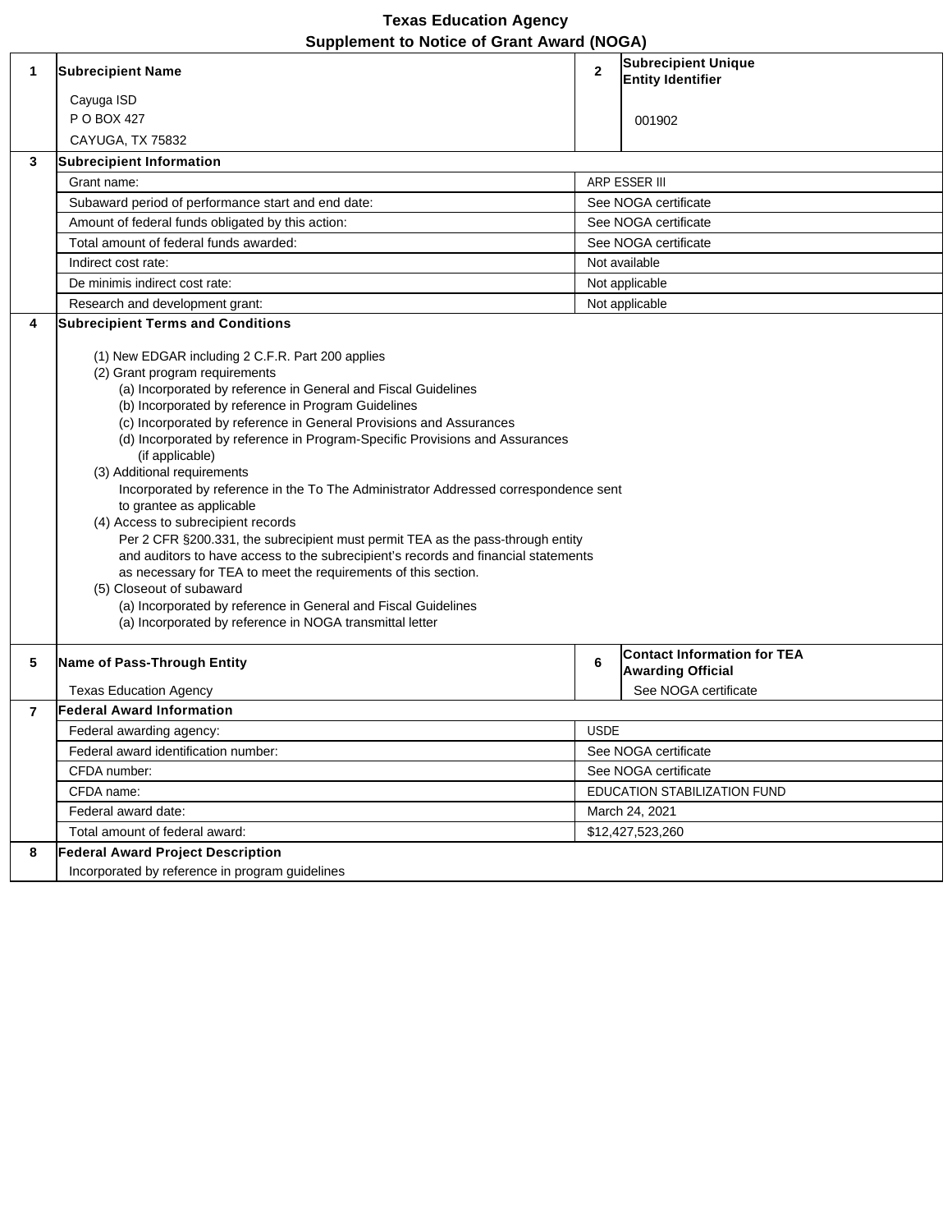# Texas Education Agency
## Supplement to Notice of Grant Award (NOGA)

| | | | |
|---|---|---|---|
| **1** | **Subrecipient Name**<br>Cayuga ISD<br>P O BOX 427<br>CAYUGA, TX 75832 | **2** | **Subrecipient Unique Entity Identifier**<br>001902 |

| | | |
|---|---|---|
| **3** | **Subrecipient Information** | |
| | Grant name: | ARP ESSER III |
| | Subaward period of performance start and end date: | See NOGA certificate |
| | Amount of federal funds obligated by this action: | See NOGA certificate |
| | Total amount of federal funds awarded: | See NOGA certificate |
| | Indirect cost rate: | Not available |
| | De minimis indirect cost rate: | Not applicable |
| | Research and development grant: | Not applicable |

**4 Subrecipient Terms and Conditions**

(1) New EDGAR including 2 C.F.R. Part 200 applies
(2) Grant program requirements
  (a) Incorporated by reference in General and Fiscal Guidelines
  (b) Incorporated by reference in Program Guidelines
  (c) Incorporated by reference in General Provisions and Assurances
  (d) Incorporated by reference in Program-Specific Provisions and Assurances (if applicable)
(3) Additional requirements
  Incorporated by reference in the To The Administrator Addressed correspondence sent to grantee as applicable
(4) Access to subrecipient records
  Per 2 CFR §200.331, the subrecipient must permit TEA as the pass-through entity and auditors to have access to the subrecipient's records and financial statements as necessary for TEA to meet the requirements of this section.
(5) Closeout of subaward
  (a) Incorporated by reference in General and Fiscal Guidelines
  (a) Incorporated by reference in NOGA transmittal letter

| | | | |
|---|---|---|---|
| **5** | **Name of Pass-Through Entity**<br>Texas Education Agency | **6** | **Contact Information for TEA Awarding Official**<br>See NOGA certificate |

| | | |
|---|---|---|
| **7** | **Federal Award Information** | |
| | Federal awarding agency: | USDE |
| | Federal award identification number: | See NOGA certificate |
| | CFDA number: | See NOGA certificate |
| | CFDA name: | EDUCATION STABILIZATION FUND |
| | Federal award date: | March 24, 2021 |
| | Total amount of federal award: | $12,427,523,260 |

**8 Federal Award Project Description**

Incorporated by reference in program guidelines